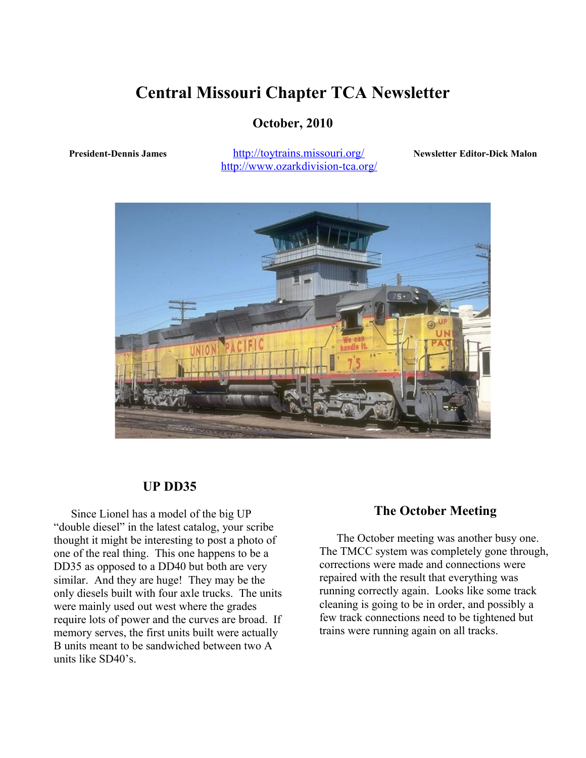# Central Missouri Chapter TCA Newsletter

**October, 2010**

**President-Dennis James**

http://toytrains.missouri.org/
http://www.ozarkdivision-tca.org/

**Newsletter Editor-Dick Malon**

## UP DD35

Since Lionel has a model of the big UP "double diesel" in the latest catalog, your scribe thought it might be interesting to post a photo of one of the real thing. This one happens to be a DD35 as opposed to a DD40 but both are very similar. And they are huge! They may be the only diesels built with four axle trucks. The units were mainly used out west where the grades require lots of power and the curves are broad. If memory serves, the first units built were actually B units meant to be sandwiched between two A units like SD40's.

## The October Meeting

The October meeting was another busy one. The TMCC system was completely gone through, corrections were made and connections were repaired with the result that everything was running correctly again. Looks like some track cleaning is going to be in order, and possibly a few track connections need to be tightened but trains were running again on all tracks.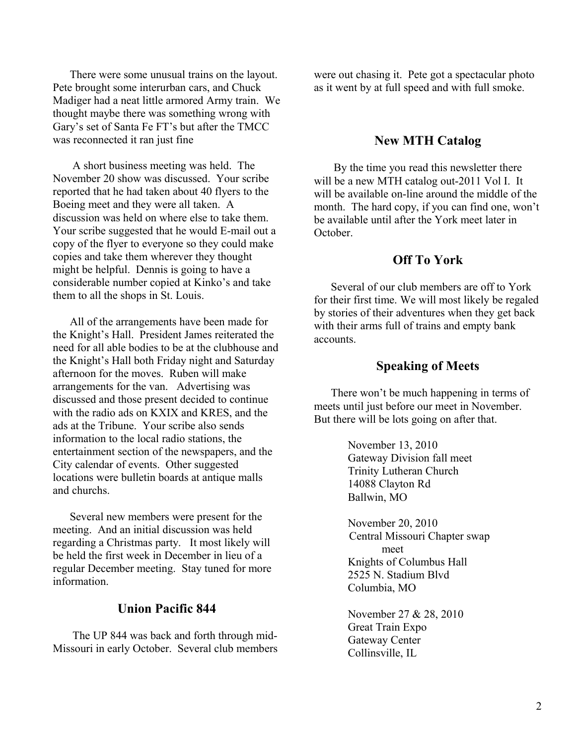There were some unusual trains on the layout. Pete brought some interurban cars, and Chuck Madiger had a neat little armored Army train. We thought maybe there was something wrong with Gary's set of Santa Fe FT's but after the TMCC was reconnected it ran just fine

A short business meeting was held. The November 20 show was discussed. Your scribe reported that he had taken about 40 flyers to the Boeing meet and they were all taken. A discussion was held on where else to take them. Your scribe suggested that he would E-mail out a copy of the flyer to everyone so they could make copies and take them wherever they thought might be helpful. Dennis is going to have a considerable number copied at Kinko's and take them to all the shops in St. Louis.

All of the arrangements have been made for the Knight's Hall. President James reiterated the need for all able bodies to be at the clubhouse and the Knight's Hall both Friday night and Saturday afternoon for the moves. Ruben will make arrangements for the van. Advertising was discussed and those present decided to continue with the radio ads on KXIX and KRES, and the ads at the Tribune. Your scribe also sends information to the local radio stations, the entertainment section of the newspapers, and the City calendar of events. Other suggested locations were bulletin boards at antique malls and churchs.

Several new members were present for the meeting. And an initial discussion was held regarding a Christmas party. It most likely will be held the first week in December in lieu of a regular December meeting. Stay tuned for more information.

## Union Pacific 844

The UP 844 was back and forth through mid-Missouri in early October. Several club members were out chasing it. Pete got a spectacular photo as it went by at full speed and with full smoke.

## New MTH Catalog

By the time you read this newsletter there will be a new MTH catalog out-2011 Vol I. It will be available on-line around the middle of the month. The hard copy, if you can find one, won't be available until after the York meet later in October.

## Off To York

Several of our club members are off to York for their first time. We will most likely be regaled by stories of their adventures when they get back with their arms full of trains and empty bank accounts.

## Speaking of Meets

There won't be much happening in terms of meets until just before our meet in November. But there will be lots going on after that.

November 13, 2010
Gateway Division fall meet
Trinity Lutheran Church
14088 Clayton Rd
Ballwin, MO

November 20, 2010
Central Missouri Chapter swap meet
Knights of Columbus Hall
2525 N. Stadium Blvd
Columbia, MO

November 27 & 28, 2010
Great Train Expo
Gateway Center
Collinsville, IL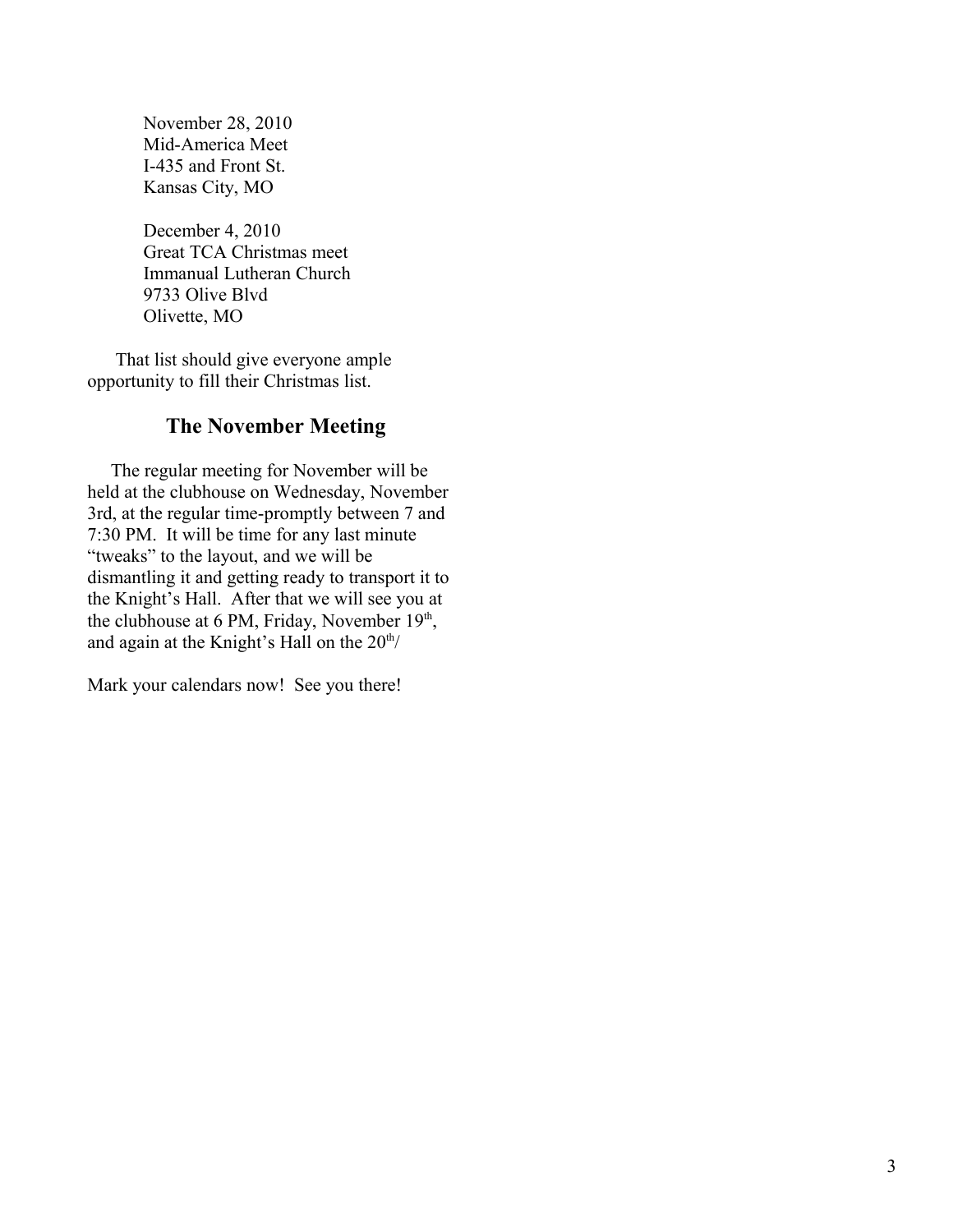November 28, 2010
Mid-America Meet
I-435 and Front St.
Kansas City, MO

December 4, 2010
Great TCA Christmas meet
Immanual Lutheran Church
9733 Olive Blvd
Olivette, MO

That list should give everyone ample opportunity to fill their Christmas list.

## The November Meeting

The regular meeting for November will be held at the clubhouse on Wednesday, November 3rd, at the regular time-promptly between 7 and 7:30 PM. It will be time for any last minute "tweaks" to the layout, and we will be dismantling it and getting ready to transport it to the Knight's Hall. After that we will see you at the clubhouse at 6 PM, Friday, November 19th, and again at the Knight's Hall on the 20th/

Mark your calendars now! See you there!